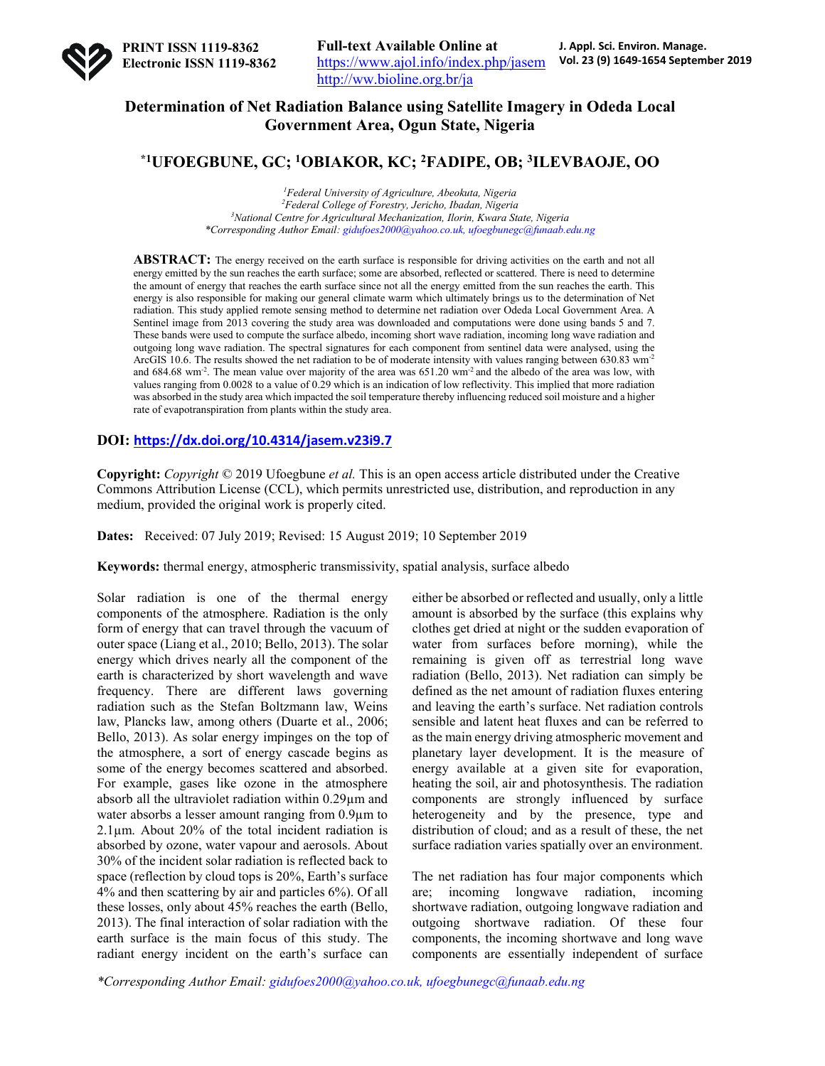# Determination of Net Radiation Balance using Satellite Imagery in Odeda Local Government Area, Ogun State, Nigeria

## *[1]UFOEGBUNE, GC; [1]OBIAKOR, KC; [2]FADIPE, OB; [3]ILEVBAOJE, OO

*[1]Federal University of Agriculture, Abeokuta, Nigeria*
*[2]Federal College of Forestry, Jericho, Ibadan, Nigeria*
*[3]National Centre for Agricultural Mechanization, Ilorin, Kwara State, Nigeria*
*\*Corresponding Author Email: gidufoes2000@yahoo.co.uk, ufoegbunegc@funaab.edu.ng*

**ABSTRACT:** The energy received on the earth surface is responsible for driving activities on the earth and not all energy emitted by the sun reaches the earth surface; some are absorbed, reflected or scattered. There is need to determine the amount of energy that reaches the earth surface since not all the energy emitted from the sun reaches the earth. This energy is also responsible for making our general climate warm which ultimately brings us to the determination of Net radiation. This study applied remote sensing method to determine net radiation over Odeda Local Government Area. A Sentinel image from 2013 covering the study area was downloaded and computations were done using bands 5 and 7. These bands were used to compute the surface albedo, incoming short wave radiation, incoming long wave radiation and outgoing long wave radiation. The spectral signatures for each component from sentinel data were analysed, using the ArcGIS 10.6. The results showed the net radiation to be of moderate intensity with values ranging between 630.83 wm$^{-2}$ and 684.68 wm$^{-2}$. The mean value over majority of the area was 651.20 wm$^{-2}$ and the albedo of the area was low, with values ranging from 0.0028 to a value of 0.29 which is an indication of low reflectivity. This implied that more radiation was absorbed in the study area which impacted the soil temperature thereby influencing reduced soil moisture and a higher rate of evapotranspiration from plants within the study area.

**DOI: https://dx.doi.org/10.4314/jasem.v23i9.7**

**Copyright:** *Copyright* © 2019 Ufoegbune *et al.* This is an open access article distributed under the Creative Commons Attribution License (CCL), which permits unrestricted use, distribution, and reproduction in any medium, provided the original work is properly cited.

**Dates:** Received: 07 July 2019; Revised: 15 August 2019; 10 September 2019

**Keywords:** thermal energy, atmospheric transmissivity, spatial analysis, surface albedo

Solar radiation is one of the thermal energy components of the atmosphere. Radiation is the only form of energy that can travel through the vacuum of outer space (Liang et al., 2010; Bello, 2013). The solar energy which drives nearly all the component of the earth is characterized by short wavelength and wave frequency. There are different laws governing radiation such as the Stefan Boltzmann law, Weins law, Plancks law, among others (Duarte et al., 2006; Bello, 2013). As solar energy impinges on the top of the atmosphere, a sort of energy cascade begins as some of the energy becomes scattered and absorbed. For example, gases like ozone in the atmosphere absorb all the ultraviolet radiation within 0.29µm and water absorbs a lesser amount ranging from 0.9µm to 2.1µm. About 20% of the total incident radiation is absorbed by ozone, water vapour and aerosols. About 30% of the incident solar radiation is reflected back to space (reflection by cloud tops is 20%, Earth's surface 4% and then scattering by air and particles 6%). Of all these losses, only about 45% reaches the earth (Bello, 2013). The final interaction of solar radiation with the earth surface is the main focus of this study. The radiant energy incident on the earth's surface can either be absorbed or reflected and usually, only a little amount is absorbed by the surface (this explains why clothes get dried at night or the sudden evaporation of water from surfaces before morning), while the remaining is given off as terrestrial long wave radiation (Bello, 2013). Net radiation can simply be defined as the net amount of radiation fluxes entering and leaving the earth's surface. Net radiation controls sensible and latent heat fluxes and can be referred to as the main energy driving atmospheric movement and planetary layer development. It is the measure of energy available at a given site for evaporation, heating the soil, air and photosynthesis. The radiation components are strongly influenced by surface heterogeneity and by the presence, type and distribution of cloud; and as a result of these, the net surface radiation varies spatially over an environment.

The net radiation has four major components which are; incoming longwave radiation, incoming shortwave radiation, outgoing longwave radiation and outgoing shortwave radiation. Of these four components, the incoming shortwave and long wave components are essentially independent of surface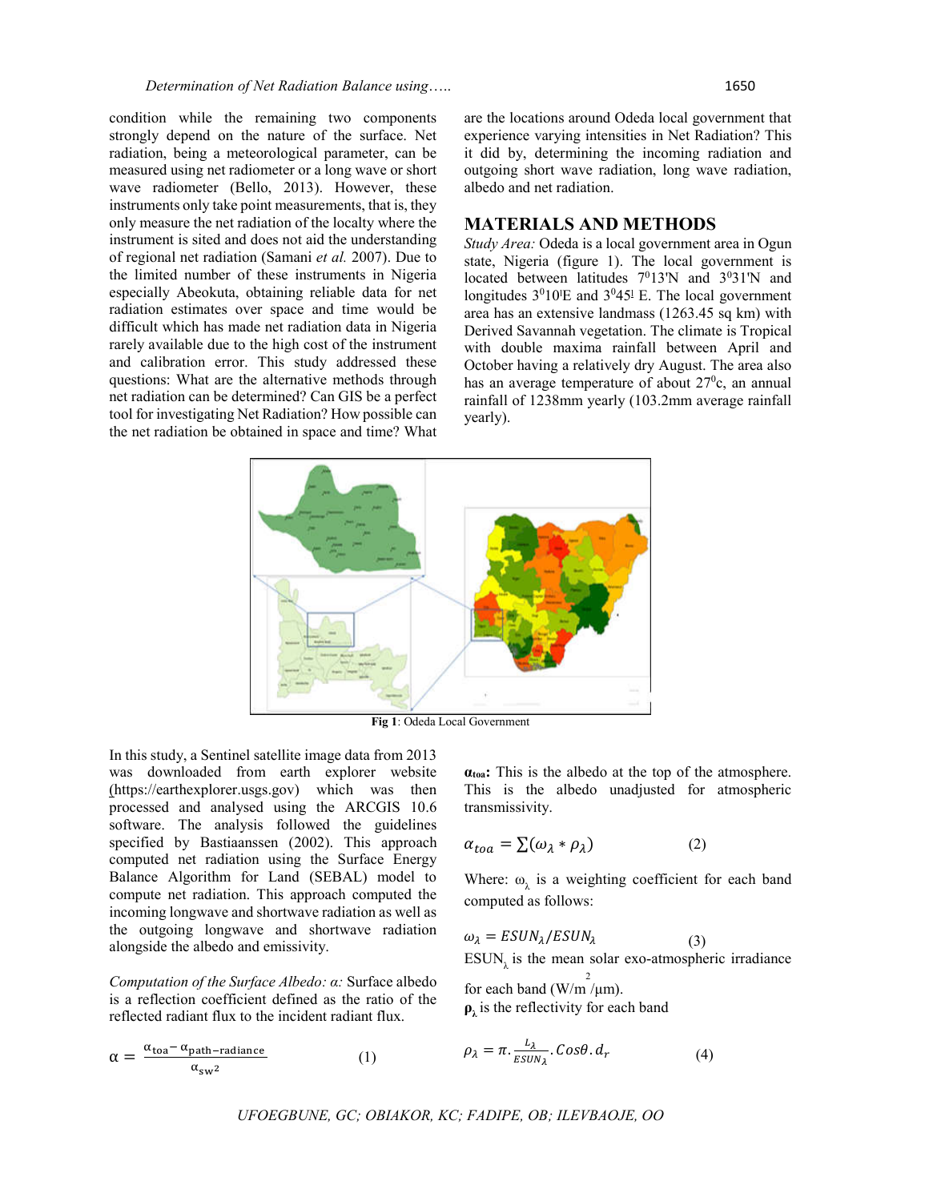condition while the remaining two components strongly depend on the nature of the surface. Net radiation, being a meteorological parameter, can be measured using net radiometer or a long wave or short wave radiometer (Bello, 2013). However, these instruments only take point measurements, that is, they only measure the net radiation of the localty where the instrument is sited and does not aid the understanding of regional net radiation (Samani *et al.* 2007). Due to the limited number of these instruments in Nigeria especially Abeokuta, obtaining reliable data for net radiation estimates over space and time would be difficult which has made net radiation data in Nigeria rarely available due to the high cost of the instrument and calibration error. This study addressed these questions: What are the alternative methods through net radiation can be determined? Can GIS be a perfect tool for investigating Net Radiation? How possible can the net radiation be obtained in space and time? What are the locations around Odeda local government that experience varying intensities in Net Radiation? This it did by, determining the incoming radiation and outgoing short wave radiation, long wave radiation, albedo and net radiation.

## MATERIALS AND METHODS

*Study Area:* Odeda is a local government area in Ogun state, Nigeria (figure 1). The local government is located between latitudes $7^0$13'N and $3^0$31'N and longitudes $3^0$10'E and $3^0$45' E. The local government area has an extensive landmass (1263.45 sq km) with Derived Savannah vegetation. The climate is Tropical with double maxima rainfall between April and October having a relatively dry August. The area also has an average temperature of about $27^0$c, an annual rainfall of 1238mm yearly (103.2mm average rainfall yearly).

**Fig 1**: Odeda Local Government

In this study, a Sentinel satellite image data from 2013 was downloaded from earth explorer website (https://earthexplorer.usgs.gov) which was then processed and analysed using the ARCGIS 10.6 software. The analysis followed the guidelines specified by Bastiaanssen (2002). This approach computed net radiation using the Surface Energy Balance Algorithm for Land (SEBAL) model to compute net radiation. This approach computed the incoming longwave and shortwave radiation as well as the outgoing longwave and shortwave radiation alongside the albedo and emissivity.

*Computation of the Surface Albedo: α:* Surface albedo is a reflection coefficient defined as the ratio of the reflected radiant flux to the incident radiant flux.

$$\alpha = \frac{\alpha_{toa} - \alpha_{path-radiance}}{\alpha_{sw^2}} \qquad (1)$$

$\alpha_{toa}$**:** This is the albedo at the top of the atmosphere. This is the albedo unadjusted for atmospheric transmissivity.

$$\alpha_{toa} = \sum(\omega_\lambda * \rho_\lambda) \qquad (2)$$

Where: $\omega_\lambda$ is a weighting coefficient for each band computed as follows:

$$\omega_\lambda = ESUN_\lambda / ESUN_\lambda \qquad (3)$$

$ESUN_\lambda$ is the mean solar exo-atmospheric irradiance for each band (W/m$^2$/µm).

$\rho_\lambda$ is the reflectivity for each band

$$\rho_\lambda = \pi . \frac{L_\lambda}{ESUN_\lambda} . Cos\theta . d_r \qquad (4)$$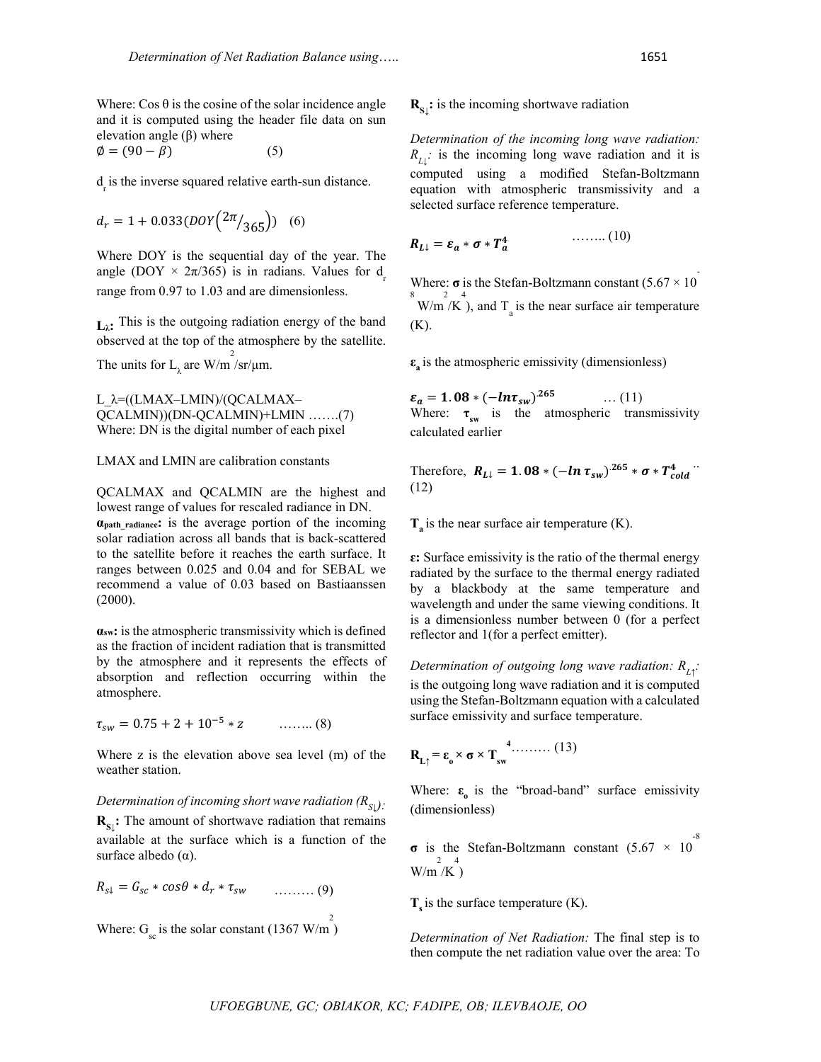Where: Cos θ is the cosine of the solar incidence angle and it is computed using the header file data on sun elevation angle (β) where

$$\emptyset = (90 - \beta) \quad (5)$$

$d_r$ is the inverse squared relative earth-sun distance.

$$d_r = 1 + 0.033(DOY(2\pi/365)) \quad (6)$$

Where DOY is the sequential day of the year. The angle (DOY × 2π/365) is in radians. Values for $d_r$ range from 0.97 to 1.03 and are dimensionless.

**$L_\lambda$:** This is the outgoing radiation energy of the band observed at the top of the atmosphere by the satellite. The units for $L_\lambda$ are W/m$^2$/sr/μm.

L_λ=((LMAX–LMIN)/(QCALMAX–QCALMIN))(DN-QCALMIN)+LMIN …….(7)
Where: DN is the digital number of each pixel

LMAX and LMIN are calibration constants

QCALMAX and QCALMIN are the highest and lowest range of values for rescaled radiance in DN.

**$\alpha_{path\_radiance}$:** is the average portion of the incoming solar radiation across all bands that is back-scattered to the satellite before it reaches the earth surface. It ranges between 0.025 and 0.04 and for SEBAL we recommend a value of 0.03 based on Bastiaanssen (2000).

**$\alpha_{sw}$:** is the atmospheric transmissivity which is defined as the fraction of incident radiation that is transmitted by the atmosphere and it represents the effects of absorption and reflection occurring within the atmosphere.

$$\tau_{sw} = 0.75 + 2 + 10^{-5} * z \quad …….. (8)$$

Where z is the elevation above sea level (m) of the weather station.

*Determination of incoming short wave radiation ($R_{S\downarrow}$):*
**$R_{S\downarrow}$:** The amount of shortwave radiation that remains available at the surface which is a function of the surface albedo (α).

$$R_{s\downarrow} = G_{sc} * cos\theta * d_r * \tau_{sw} \quad ……… (9)$$

Where: $G_{sc}$ is the solar constant (1367 W/m$^2$)

**$R_{S\downarrow}$:** is the incoming shortwave radiation

*Determination of the incoming long wave radiation: $R_{L\downarrow}$:* is the incoming long wave radiation and it is computed using a modified Stefan-Boltzmann equation with atmospheric transmissivity and a selected surface reference temperature.

$$\boldsymbol{R_{L\downarrow} = \varepsilon_a * \sigma * T_a^4} \quad …….. (10)$$

Where: **σ** is the Stefan-Boltzmann constant ($5.67 \times 10^{-8}$ W/m$^2$/K$^4$), and $T_a$ is the near surface air temperature (K).

**$\varepsilon_a$** is the atmospheric emissivity (dimensionless)

$$\boldsymbol{\varepsilon_a = 1.08 * (-ln\tau_{sw})^{.265}} \quad … (11)$$

Where: **$\tau_{sw}$** is the atmospheric transmissivity calculated earlier

Therefore, $\boldsymbol{R_{L\downarrow} = 1.08 * (-ln\,\tau_{sw})^{.265} * \sigma * T_{cold}^4}$ .. (12)

**$T_a$** is the near surface air temperature (K).

**ε:** Surface emissivity is the ratio of the thermal energy radiated by the surface to the thermal energy radiated by a blackbody at the same temperature and wavelength and under the same viewing conditions. It is a dimensionless number between 0 (for a perfect reflector and 1(for a perfect emitter).

*Determination of outgoing long wave radiation: $R_{L\uparrow}$:* is the outgoing long wave radiation and it is computed using the Stefan-Boltzmann equation with a calculated surface emissivity and surface temperature.

$$\boldsymbol{R_{L\uparrow} = \varepsilon_o \times \sigma \times T_{sw}^4} \quad ……… (13)$$

Where: **$\varepsilon_o$** is the "broad-band" surface emissivity (dimensionless)

**σ** is the Stefan-Boltzmann constant ($5.67 \times 10^{-8}$ W/m$^2$/K$^4$)

**$T_s$** is the surface temperature (K).

*Determination of Net Radiation:* The final step is to then compute the net radiation value over the area: To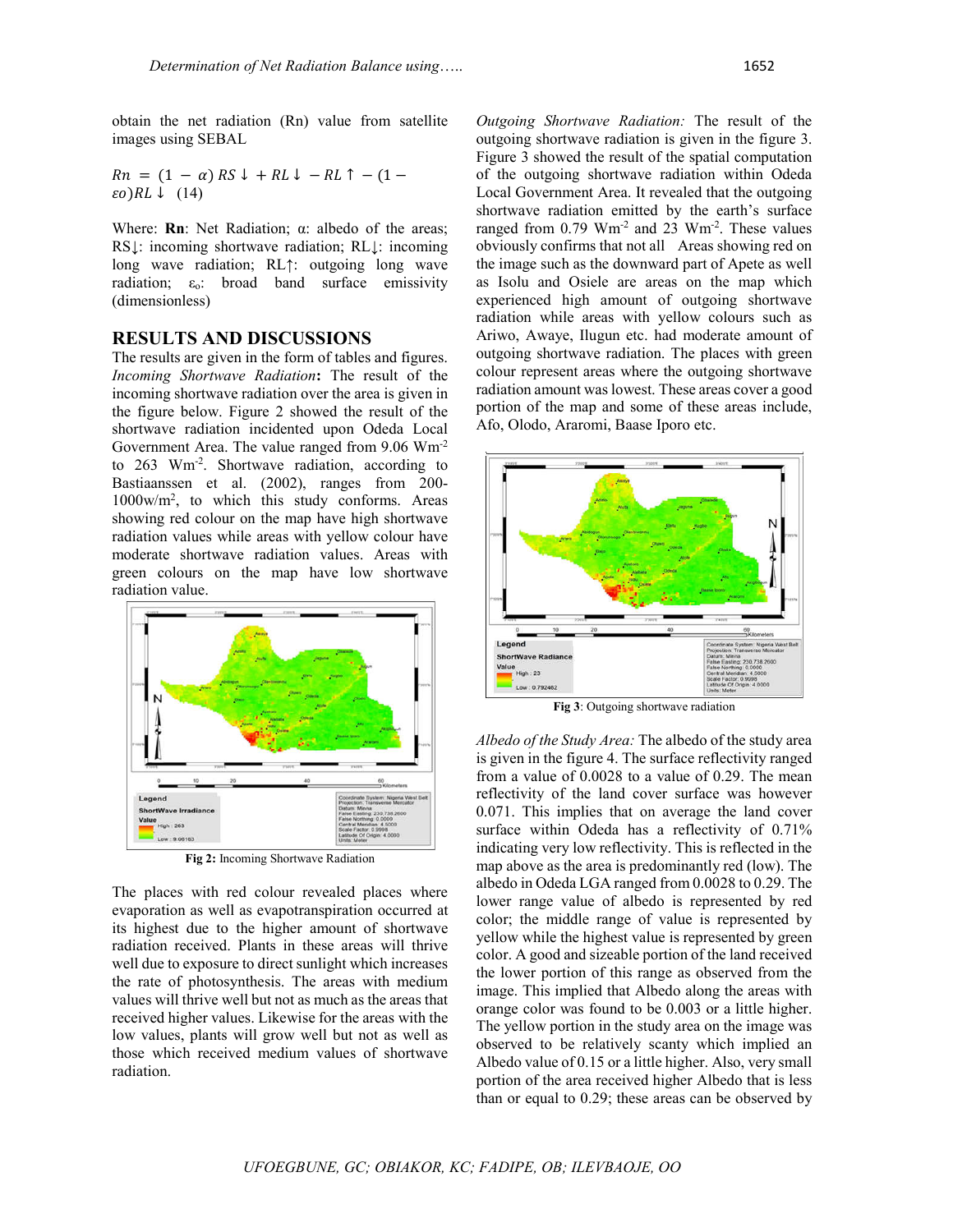obtain the net radiation (Rn) value from satellite images using SEBAL

$$Rn = (1 - \alpha) RS\downarrow + RL\downarrow - RL\uparrow - (1 - \varepsilon o) RL\downarrow \quad (14)$$

Where: **Rn**: Net Radiation; α: albedo of the areas; RS↓: incoming shortwave radiation; RL↓: incoming long wave radiation; RL↑: outgoing long wave radiation; $\varepsilon_o$: broad band surface emissivity (dimensionless)

## RESULTS AND DISCUSSIONS

The results are given in the form of tables and figures. *Incoming Shortwave Radiation***:** The result of the incoming shortwave radiation over the area is given in the figure below. Figure 2 showed the result of the shortwave radiation incidented upon Odeda Local Government Area. The value ranged from 9.06 $Wm^{-2}$ to 263 $Wm^{-2}$. Shortwave radiation, according to Bastiaanssen et al. (2002), ranges from 200-1000w/$m^2$, to which this study conforms. Areas showing red colour on the map have high shortwave radiation values while areas with yellow colour have moderate shortwave radiation values. Areas with green colours on the map have low shortwave radiation value.

**Fig 2:** Incoming Shortwave Radiation

The places with red colour revealed places where evaporation as well as evapotranspiration occurred at its highest due to the higher amount of shortwave radiation received. Plants in these areas will thrive well due to exposure to direct sunlight which increases the rate of photosynthesis. The areas with medium values will thrive well but not as much as the areas that received higher values. Likewise for the areas with the low values, plants will grow well but not as well as those which received medium values of shortwave radiation.

*Outgoing Shortwave Radiation:* The result of the outgoing shortwave radiation is given in the figure 3. Figure 3 showed the result of the spatial computation of the outgoing shortwave radiation within Odeda Local Government Area. It revealed that the outgoing shortwave radiation emitted by the earth's surface ranged from 0.79 $Wm^{-2}$ and 23 $Wm^{-2}$. These values obviously confirms that not all Areas showing red on the image such as the downward part of Apete as well as Isolu and Osiele are areas on the map which experienced high amount of outgoing shortwave radiation while areas with yellow colours such as Ariwo, Awaye, Ilugun etc. had moderate amount of outgoing shortwave radiation. The places with green colour represent areas where the outgoing shortwave radiation amount was lowest. These areas cover a good portion of the map and some of these areas include, Afo, Olodo, Araromi, Baase Iporo etc.

**Fig 3**: Outgoing shortwave radiation

*Albedo of the Study Area:* The albedo of the study area is given in the figure 4. The surface reflectivity ranged from a value of 0.0028 to a value of 0.29. The mean reflectivity of the land cover surface was however 0.071. This implies that on average the land cover surface within Odeda has a reflectivity of 0.71% indicating very low reflectivity. This is reflected in the map above as the area is predominantly red (low). The albedo in Odeda LGA ranged from 0.0028 to 0.29. The lower range value of albedo is represented by red color; the middle range of value is represented by yellow while the highest value is represented by green color. A good and sizeable portion of the land received the lower portion of this range as observed from the image. This implied that Albedo along the areas with orange color was found to be 0.003 or a little higher. The yellow portion in the study area on the image was observed to be relatively scanty which implied an Albedo value of 0.15 or a little higher. Also, very small portion of the area received higher Albedo that is less than or equal to 0.29; these areas can be observed by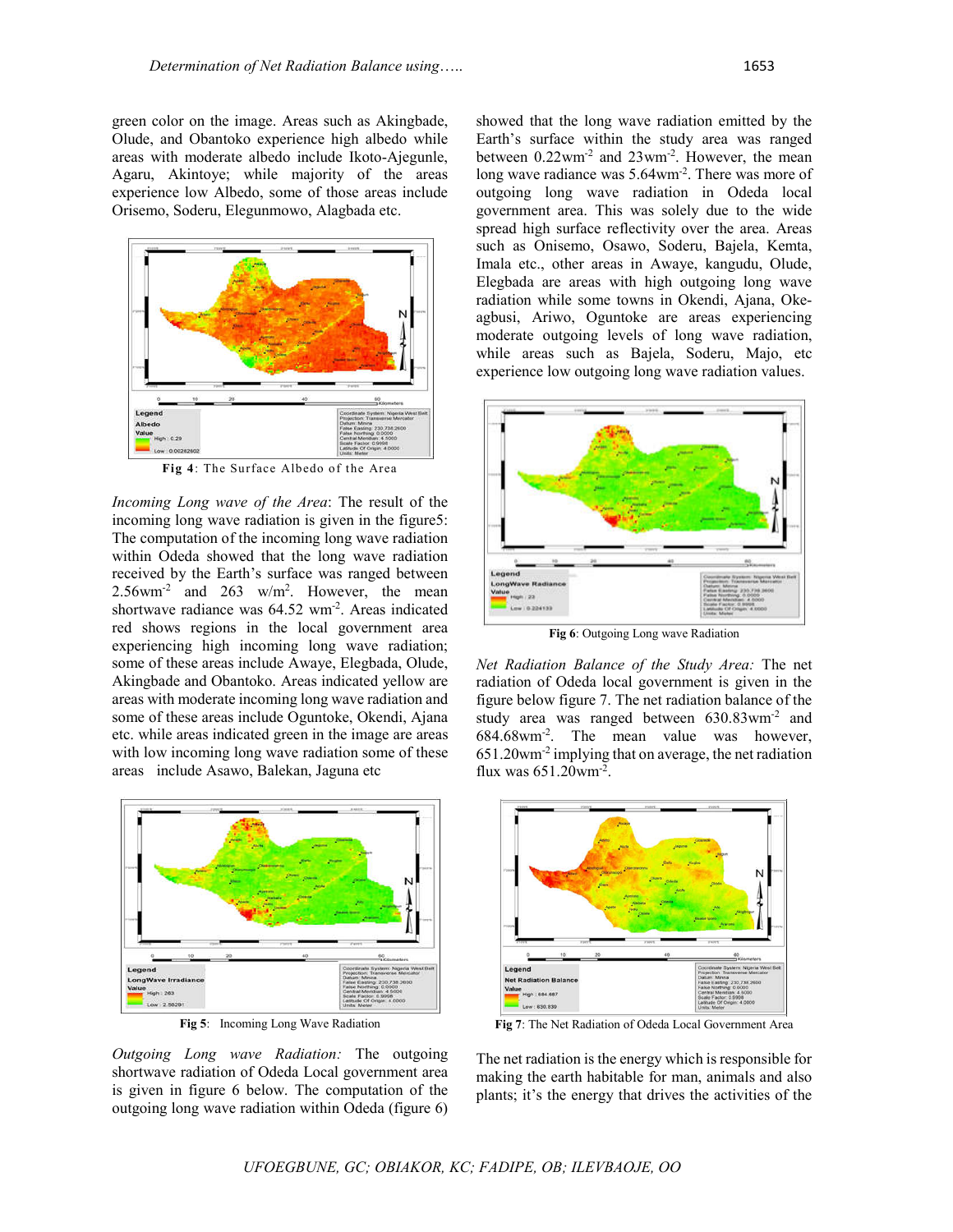green color on the image. Areas such as Akingbade, Olude, and Obantoko experience high albedo while areas with moderate albedo include Ikoto-Ajegunle, Agaru, Akintoye; while majority of the areas experience low Albedo, some of those areas include Orisemo, Soderu, Elegunmowo, Alagbada etc.

**Fig 4**: The Surface Albedo of the Area

*Incoming Long wave of the Area*: The result of the incoming long wave radiation is given in the figure5: The computation of the incoming long wave radiation within Odeda showed that the long wave radiation received by the Earth's surface was ranged between 2.56wm$^{-2}$ and 263 w/m$^{2}$. However, the mean shortwave radiance was 64.52 wm$^{-2}$. Areas indicated red shows regions in the local government area experiencing high incoming long wave radiation; some of these areas include Awaye, Elegbada, Olude, Akingbade and Obantoko. Areas indicated yellow are areas with moderate incoming long wave radiation and some of these areas include Oguntoke, Okendi, Ajana etc. while areas indicated green in the image are areas with low incoming long wave radiation some of these areas include Asawo, Balekan, Jaguna etc

**Fig 5**: Incoming Long Wave Radiation

*Outgoing Long wave Radiation:* The outgoing shortwave radiation of Odeda Local government area is given in figure 6 below. The computation of the outgoing long wave radiation within Odeda (figure 6) showed that the long wave radiation emitted by the Earth's surface within the study area was ranged between 0.22wm$^{-2}$ and 23wm$^{-2}$. However, the mean long wave radiance was 5.64wm$^{-2}$. There was more of outgoing long wave radiation in Odeda local government area. This was solely due to the wide spread high surface reflectivity over the area. Areas such as Onisemo, Osawo, Soderu, Bajela, Kemta, Imala etc., other areas in Awaye, kangudu, Olude, Elegbada are areas with high outgoing long wave radiation while some towns in Okendi, Ajana, Oke-agbusi, Ariwo, Oguntoke are areas experiencing moderate outgoing levels of long wave radiation, while areas such as Bajela, Soderu, Majo, etc experience low outgoing long wave radiation values.

**Fig 6**: Outgoing Long wave Radiation

*Net Radiation Balance of the Study Area:* The net radiation of Odeda local government is given in the figure below figure 7. The net radiation balance of the study area was ranged between 630.83wm$^{-2}$ and 684.68wm$^{-2}$. The mean value was however, 651.20wm$^{-2}$ implying that on average, the net radiation flux was 651.20wm$^{-2}$.

**Fig 7**: The Net Radiation of Odeda Local Government Area

The net radiation is the energy which is responsible for making the earth habitable for man, animals and also plants; it's the energy that drives the activities of the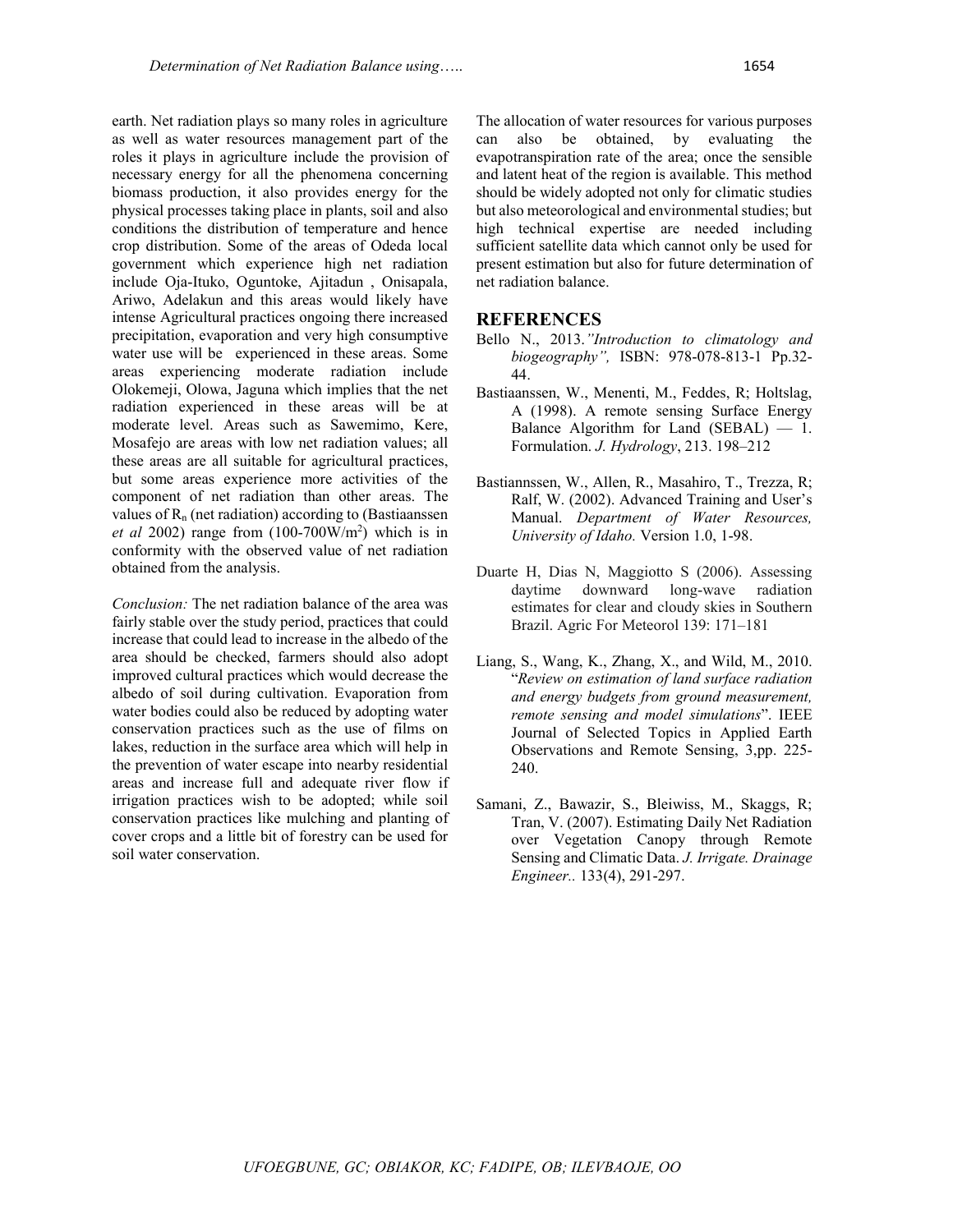earth. Net radiation plays so many roles in agriculture as well as water resources management part of the roles it plays in agriculture include the provision of necessary energy for all the phenomena concerning biomass production, it also provides energy for the physical processes taking place in plants, soil and also conditions the distribution of temperature and hence crop distribution. Some of the areas of Odeda local government which experience high net radiation include Oja-Ituko, Oguntoke, Ajitadun , Onisapala, Ariwo, Adelakun and this areas would likely have intense Agricultural practices ongoing there increased precipitation, evaporation and very high consumptive water use will be experienced in these areas. Some areas experiencing moderate radiation include Olokemeji, Olowa, Jaguna which implies that the net radiation experienced in these areas will be at moderate level. Areas such as Sawemimo, Kere, Mosafejo are areas with low net radiation values; all these areas are all suitable for agricultural practices, but some areas experience more activities of the component of net radiation than other areas. The values of $R_n$ (net radiation) according to (Bastiaanssen *et al* 2002) range from (100-700W/m$^2$) which is in conformity with the observed value of net radiation obtained from the analysis.

*Conclusion:* The net radiation balance of the area was fairly stable over the study period, practices that could increase that could lead to increase in the albedo of the area should be checked, farmers should also adopt improved cultural practices which would decrease the albedo of soil during cultivation. Evaporation from water bodies could also be reduced by adopting water conservation practices such as the use of films on lakes, reduction in the surface area which will help in the prevention of water escape into nearby residential areas and increase full and adequate river flow if irrigation practices wish to be adopted; while soil conservation practices like mulching and planting of cover crops and a little bit of forestry can be used for soil water conservation.

The allocation of water resources for various purposes can also be obtained, by evaluating the evapotranspiration rate of the area; once the sensible and latent heat of the region is available. This method should be widely adopted not only for climatic studies but also meteorological and environmental studies; but high technical expertise are needed including sufficient satellite data which cannot only be used for present estimation but also for future determination of net radiation balance.

## REFERENCES

Bello N., 2013.*"Introduction to climatology and biogeography",* ISBN: 978-078-813-1 Pp.32-44.

Bastiaanssen, W., Menenti, M., Feddes, R; Holtslag, A (1998). A remote sensing Surface Energy Balance Algorithm for Land (SEBAL) — 1. Formulation. *J. Hydrology*, 213. 198–212

Bastiannssen, W., Allen, R., Masahiro, T., Trezza, R; Ralf, W. (2002). Advanced Training and User's Manual. *Department of Water Resources, University of Idaho.* Version 1.0, 1-98.

Duarte H, Dias N, Maggiotto S (2006). Assessing daytime downward long-wave radiation estimates for clear and cloudy skies in Southern Brazil. Agric For Meteorol 139: 171–181

Liang, S., Wang, K., Zhang, X., and Wild, M., 2010. "*Review on estimation of land surface radiation and energy budgets from ground measurement, remote sensing and model simulations*". IEEE Journal of Selected Topics in Applied Earth Observations and Remote Sensing, 3,pp. 225-240.

Samani, Z., Bawazir, S., Bleiwiss, M., Skaggs, R; Tran, V. (2007). Estimating Daily Net Radiation over Vegetation Canopy through Remote Sensing and Climatic Data. *J. Irrigate. Drainage Engineer..* 133(4), 291-297.